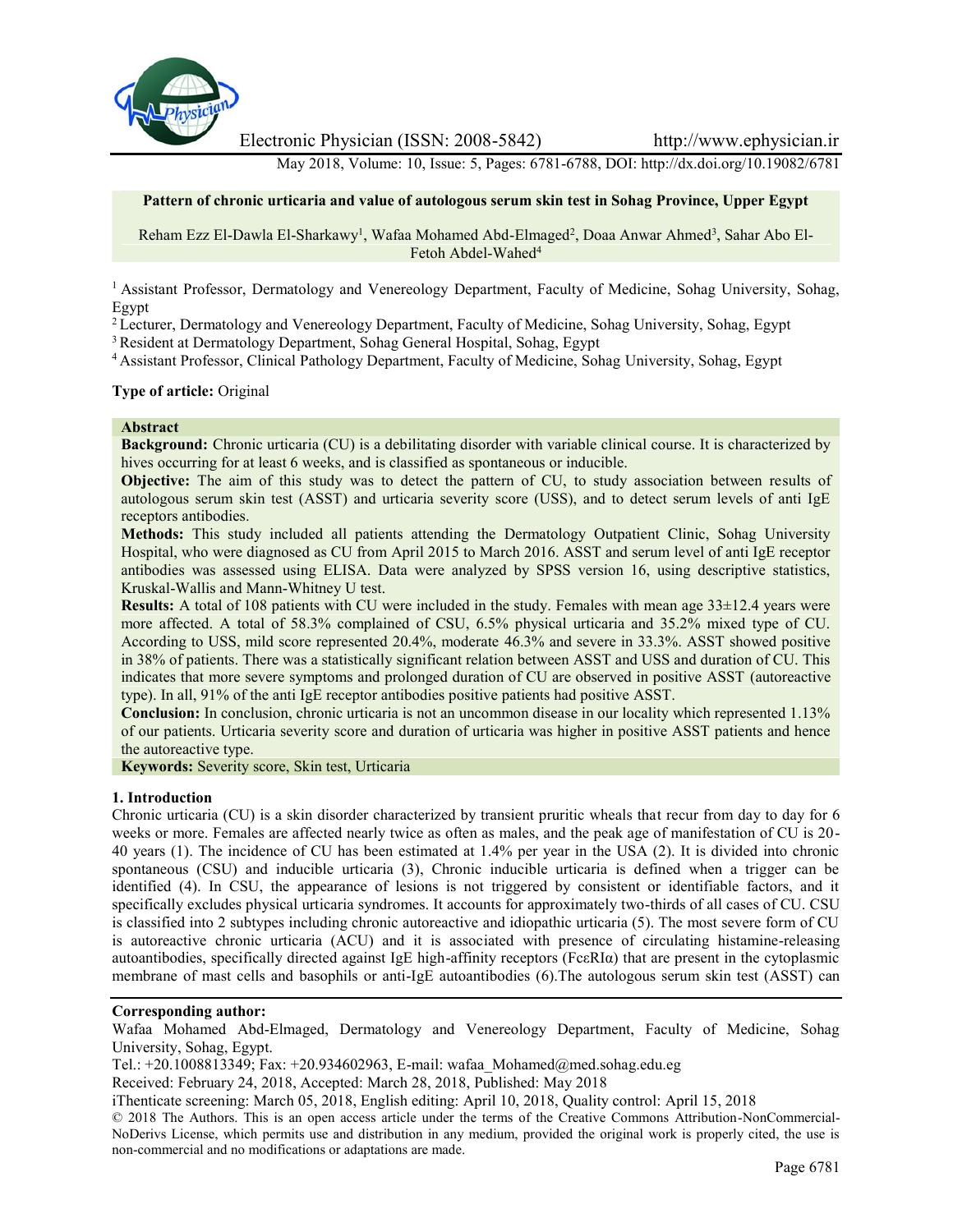Electronic Physician (ISSN: 2008-5842) http://www.ephysician.ir

May 2018, Volume: 10, Issue: 5, Pages: 6781-6788, DOI: http://dx.doi.org/10.19082/6781

**Pattern of chronic urticaria and value of autologous serum skin test in Sohag Province, Upper Egypt**

Reham Ezz El-Dawla El-Sharkawy[1], Wafaa Mohamed Abd-Elmaged[2], Doaa Anwar Ahmed[3], Sahar Abo El-Fetoh Abdel-Wahed[4]

[1] Assistant Professor, Dermatology and Venereology Department, Faculty of Medicine, Sohag University, Sohag, Egypt

[2] Lecturer, Dermatology and Venereology Department, Faculty of Medicine, Sohag University, Sohag, Egypt

[3] Resident at Dermatology Department, Sohag General Hospital, Sohag, Egypt

[4] Assistant Professor, Clinical Pathology Department, Faculty of Medicine, Sohag University, Sohag, Egypt

**Type of article:** Original

**Abstract**

**Background:** Chronic urticaria (CU) is a debilitating disorder with variable clinical course. It is characterized by hives occurring for at least 6 weeks, and is classified as spontaneous or inducible.

**Objective:** The aim of this study was to detect the pattern of CU, to study association between results of autologous serum skin test (ASST) and urticaria severity score (USS), and to detect serum levels of anti IgE receptors antibodies.

**Methods:** This study included all patients attending the Dermatology Outpatient Clinic, Sohag University Hospital, who were diagnosed as CU from April 2015 to March 2016. ASST and serum level of anti IgE receptor antibodies was assessed using ELISA. Data were analyzed by SPSS version 16, using descriptive statistics, Kruskal-Wallis and Mann-Whitney U test.

**Results:** A total of 108 patients with CU were included in the study. Females with mean age 33±12.4 years were more affected. A total of 58.3% complained of CSU, 6.5% physical urticaria and 35.2% mixed type of CU. According to USS, mild score represented 20.4%, moderate 46.3% and severe in 33.3%. ASST showed positive in 38% of patients. There was a statistically significant relation between ASST and USS and duration of CU. This indicates that more severe symptoms and prolonged duration of CU are observed in positive ASST (autoreactive type). In all, 91% of the anti IgE receptor antibodies positive patients had positive ASST.

**Conclusion:** In conclusion, chronic urticaria is not an uncommon disease in our locality which represented 1.13% of our patients. Urticaria severity score and duration of urticaria was higher in positive ASST patients and hence the autoreactive type.

**Keywords:** Severity score, Skin test, Urticaria

## 1. Introduction

Chronic urticaria (CU) is a skin disorder characterized by transient pruritic wheals that recur from day to day for 6 weeks or more. Females are affected nearly twice as often as males, and the peak age of manifestation of CU is 20-40 years (1). The incidence of CU has been estimated at 1.4% per year in the USA (2). It is divided into chronic spontaneous (CSU) and inducible urticaria (3), Chronic inducible urticaria is defined when a trigger can be identified (4). In CSU, the appearance of lesions is not triggered by consistent or identifiable factors, and it specifically excludes physical urticaria syndromes. It accounts for approximately two-thirds of all cases of CU. CSU is classified into 2 subtypes including chronic autoreactive and idiopathic urticaria (5). The most severe form of CU is autoreactive chronic urticaria (ACU) and it is associated with presence of circulating histamine-releasing autoantibodies, specifically directed against IgE high-affinity receptors (FcεRIα) that are present in the cytoplasmic membrane of mast cells and basophils or anti-IgE autoantibodies (6).The autologous serum skin test (ASST) can

**Corresponding author:**

Wafaa Mohamed Abd-Elmaged, Dermatology and Venereology Department, Faculty of Medicine, Sohag University, Sohag, Egypt.

Tel.: +20.1008813349; Fax: +20.934602963, E-mail: wafaa_Mohamed@med.sohag.edu.eg

Received: February 24, 2018, Accepted: March 28, 2018, Published: May 2018

iThenticate screening: March 05, 2018, English editing: April 10, 2018, Quality control: April 15, 2018

© 2018 The Authors. This is an open access article under the terms of the Creative Commons Attribution-NonCommercial-NoDerivs License, which permits use and distribution in any medium, provided the original work is properly cited, the use is non-commercial and no modifications or adaptations are made.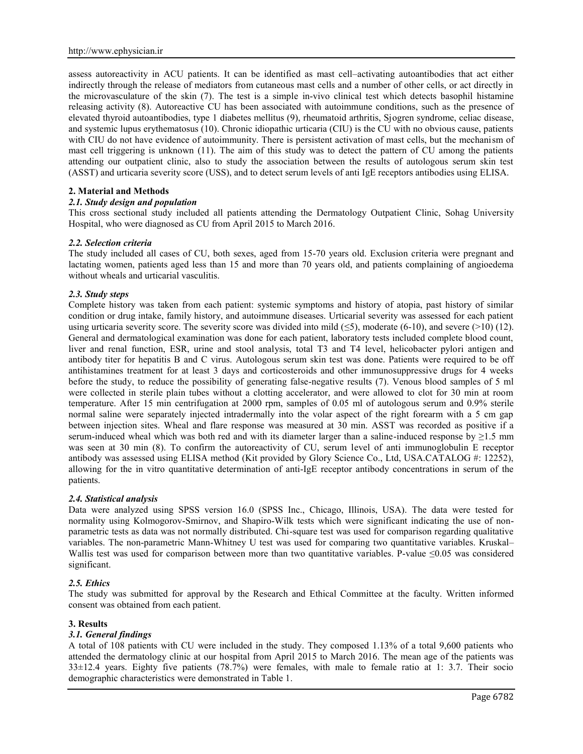assess autoreactivity in ACU patients. It can be identified as mast cell–activating autoantibodies that act either indirectly through the release of mediators from cutaneous mast cells and a number of other cells, or act directly in the microvasculature of the skin (7). The test is a simple in-vivo clinical test which detects basophil histamine releasing activity (8). Autoreactive CU has been associated with autoimmune conditions, such as the presence of elevated thyroid autoantibodies, type 1 diabetes mellitus (9), rheumatoid arthritis, Sjogren syndrome, celiac disease, and systemic lupus erythematosus (10). Chronic idiopathic urticaria (CIU) is the CU with no obvious cause, patients with CIU do not have evidence of autoimmunity. There is persistent activation of mast cells, but the mechanism of mast cell triggering is unknown (11). The aim of this study was to detect the pattern of CU among the patients attending our outpatient clinic, also to study the association between the results of autologous serum skin test (ASST) and urticaria severity score (USS), and to detect serum levels of anti IgE receptors antibodies using ELISA.

## 2. Material and Methods

### *2.1. Study design and population*

This cross sectional study included all patients attending the Dermatology Outpatient Clinic, Sohag University Hospital, who were diagnosed as CU from April 2015 to March 2016.

### *2.2. Selection criteria*

The study included all cases of CU, both sexes, aged from 15-70 years old. Exclusion criteria were pregnant and lactating women, patients aged less than 15 and more than 70 years old, and patients complaining of angioedema without wheals and urticarial vasculitis.

### *2.3. Study steps*

Complete history was taken from each patient: systemic symptoms and history of atopia, past history of similar condition or drug intake, family history, and autoimmune diseases. Urticarial severity was assessed for each patient using urticaria severity score. The severity score was divided into mild (≤5), moderate (6-10), and severe (>10) (12). General and dermatological examination was done for each patient, laboratory tests included complete blood count, liver and renal function, ESR, urine and stool analysis, total T3 and T4 level, helicobacter pylori antigen and antibody titer for hepatitis B and C virus. Autologous serum skin test was done. Patients were required to be off antihistamines treatment for at least 3 days and corticosteroids and other immunosuppressive drugs for 4 weeks before the study, to reduce the possibility of generating false-negative results (7). Venous blood samples of 5 ml were collected in sterile plain tubes without a clotting accelerator, and were allowed to clot for 30 min at room temperature. After 15 min centrifugation at 2000 rpm, samples of 0.05 ml of autologous serum and 0.9% sterile normal saline were separately injected intradermally into the volar aspect of the right forearm with a 5 cm gap between injection sites. Wheal and flare response was measured at 30 min. ASST was recorded as positive if a serum-induced wheal which was both red and with its diameter larger than a saline-induced response by ≥1.5 mm was seen at 30 min (8). To confirm the autoreactivity of CU, serum level of anti immunoglobulin E receptor antibody was assessed using ELISA method (Kit provided by Glory Science Co., Ltd, USA.CATALOG #: 12252), allowing for the in vitro quantitative determination of anti-IgE receptor antibody concentrations in serum of the patients.

### *2.4. Statistical analysis*

Data were analyzed using SPSS version 16.0 (SPSS Inc., Chicago, Illinois, USA). The data were tested for normality using Kolmogorov-Smirnov, and Shapiro-Wilk tests which were significant indicating the use of non-parametric tests as data was not normally distributed. Chi-square test was used for comparison regarding qualitative variables. The non-parametric Mann-Whitney U test was used for comparing two quantitative variables. Kruskal–Wallis test was used for comparison between more than two quantitative variables. P-value ≤0.05 was considered significant.

### *2.5. Ethics*

The study was submitted for approval by the Research and Ethical Committee at the faculty. Written informed consent was obtained from each patient.

## 3. Results

### *3.1. General findings*

A total of 108 patients with CU were included in the study. They composed 1.13% of a total 9,600 patients who attended the dermatology clinic at our hospital from April 2015 to March 2016. The mean age of the patients was 33±12.4 years. Eighty five patients (78.7%) were females, with male to female ratio at 1: 3.7. Their socio demographic characteristics were demonstrated in Table 1.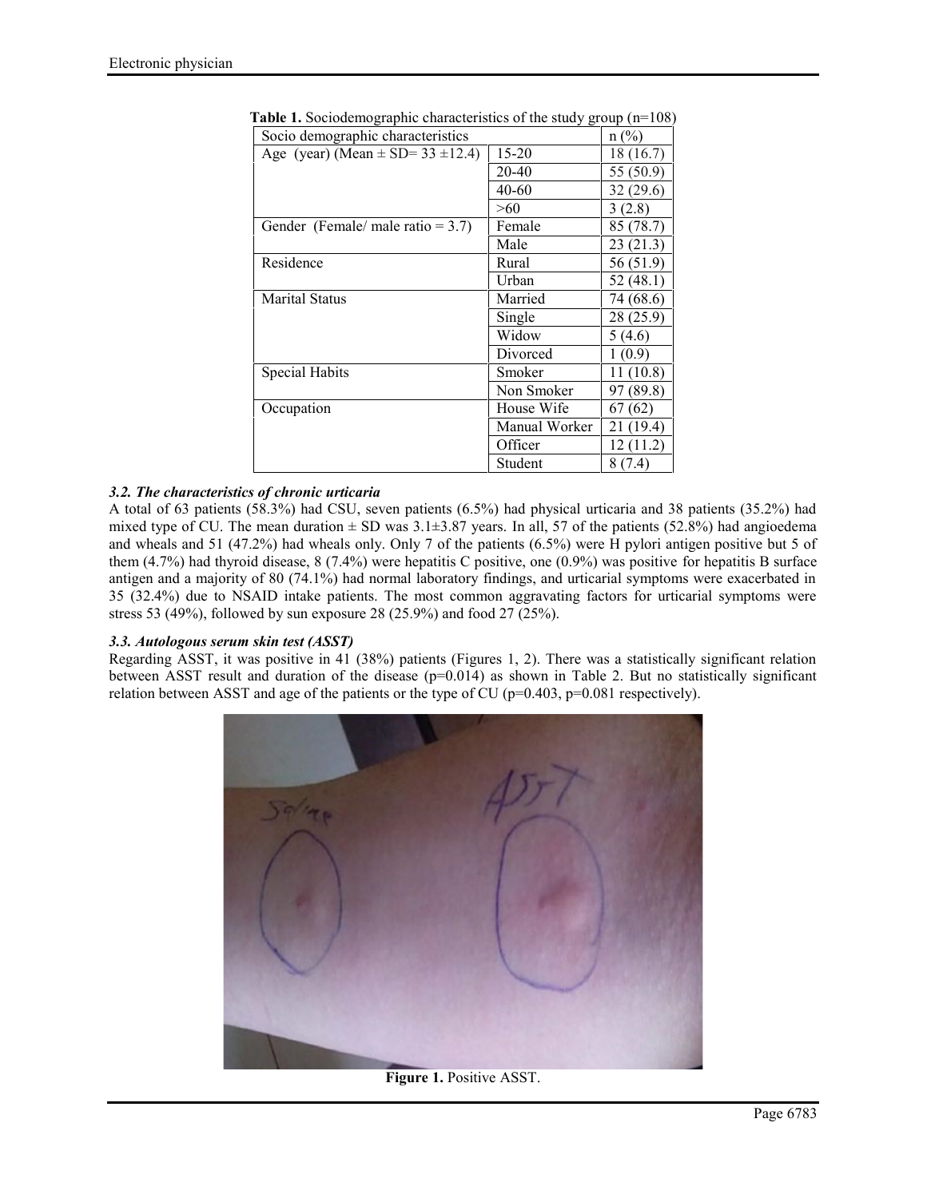**Table 1.** Sociodemographic characteristics of the study group (n=108)

| Socio demographic characteristics | | n (%) |
|---|---|---|
| Age (year) (Mean ± SD= 33 ±12.4) | 15-20 | 18 (16.7) |
| | 20-40 | 55 (50.9) |
| | 40-60 | 32 (29.6) |
| | >60 | 3 (2.8) |
| Gender (Female/ male ratio = 3.7) | Female | 85 (78.7) |
| | Male | 23 (21.3) |
| Residence | Rural | 56 (51.9) |
| | Urban | 52 (48.1) |
| Marital Status | Married | 74 (68.6) |
| | Single | 28 (25.9) |
| | Widow | 5 (4.6) |
| | Divorced | 1 (0.9) |
| Special Habits | Smoker | 11 (10.8) |
| | Non Smoker | 97 (89.8) |
| Occupation | House Wife | 67 (62) |
| | Manual Worker | 21 (19.4) |
| | Officer | 12 (11.2) |
| | Student | 8 (7.4) |

### *3.2. The characteristics of chronic urticaria*

A total of 63 patients (58.3%) had CSU, seven patients (6.5%) had physical urticaria and 38 patients (35.2%) had mixed type of CU. The mean duration ± SD was 3.1±3.87 years. In all, 57 of the patients (52.8%) had angioedema and wheals and 51 (47.2%) had wheals only. Only 7 of the patients (6.5%) were H pylori antigen positive but 5 of them (4.7%) had thyroid disease, 8 (7.4%) were hepatitis C positive, one (0.9%) was positive for hepatitis B surface antigen and a majority of 80 (74.1%) had normal laboratory findings, and urticarial symptoms were exacerbated in 35 (32.4%) due to NSAID intake patients. The most common aggravating factors for urticarial symptoms were stress 53 (49%), followed by sun exposure 28 (25.9%) and food 27 (25%).

### *3.3. Autologous serum skin test (ASST)*

Regarding ASST, it was positive in 41 (38%) patients (Figures 1, 2). There was a statistically significant relation between ASST result and duration of the disease ($p=0.014$) as shown in Table 2. But no statistically significant relation between ASST and age of the patients or the type of CU ($p=0.403$, $p=0.081$ respectively).

**Figure 1.** Positive ASST.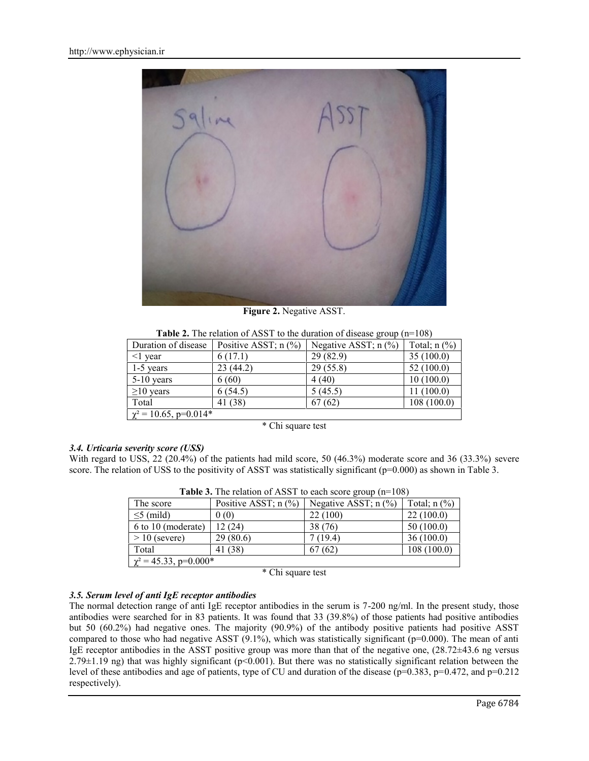**Figure 2.** Negative ASST.

**Table 2.** The relation of ASST to the duration of disease group (n=108)

| Duration of disease | Positive ASST; n (%) | Negative ASST; n (%) | Total; n (%) |
|---|---|---|---|
| <1 year | 6 (17.1) | 29 (82.9) | 35 (100.0) |
| 1-5 years | 23 (44.2) | 29 (55.8) | 52 (100.0) |
| 5-10 years | 6 (60) | 4 (40) | 10 (100.0) |
| ≥10 years | 6 (54.5) | 5 (45.5) | 11 (100.0) |
| Total | 41 (38) | 67 (62) | 108 (100.0) |
| $\chi^2 = 10.65$, p=0.014* | | | |

\* Chi square test

### *3.4. Urticaria severity score (USS)*

With regard to USS, 22 (20.4%) of the patients had mild score, 50 (46.3%) moderate score and 36 (33.3%) severe score. The relation of USS to the positivity of ASST was statistically significant (p=0.000) as shown in Table 3.

**Table 3.** The relation of ASST to each score group (n=108)

| The score | Positive ASST; n (%) | Negative ASST; n (%) | Total; n (%) |
|---|---|---|---|
| ≤5 (mild) | 0 (0) | 22 (100) | 22 (100.0) |
| 6 to 10 (moderate) | 12 (24) | 38 (76) | 50 (100.0) |
| > 10 (severe) | 29 (80.6) | 7 (19.4) | 36 (100.0) |
| Total | 41 (38) | 67 (62) | 108 (100.0) |
| $\chi^2 = 45.33$, p=0.000* | | | |

\* Chi square test

### *3.5. Serum level of anti IgE receptor antibodies*

The normal detection range of anti IgE receptor antibodies in the serum is 7-200 ng/ml. In the present study, those antibodies were searched for in 83 patients. It was found that 33 (39.8%) of those patients had positive antibodies but 50 (60.2%) had negative ones. The majority (90.9%) of the antibody positive patients had positive ASST compared to those who had negative ASST (9.1%), which was statistically significant (p=0.000). The mean of anti IgE receptor antibodies in the ASST positive group was more than that of the negative one, (28.72±43.6 ng versus 2.79±1.19 ng) that was highly significant (p<0.001). But there was no statistically significant relation between the level of these antibodies and age of patients, type of CU and duration of the disease (p=0.383, p=0.472, and p=0.212 respectively).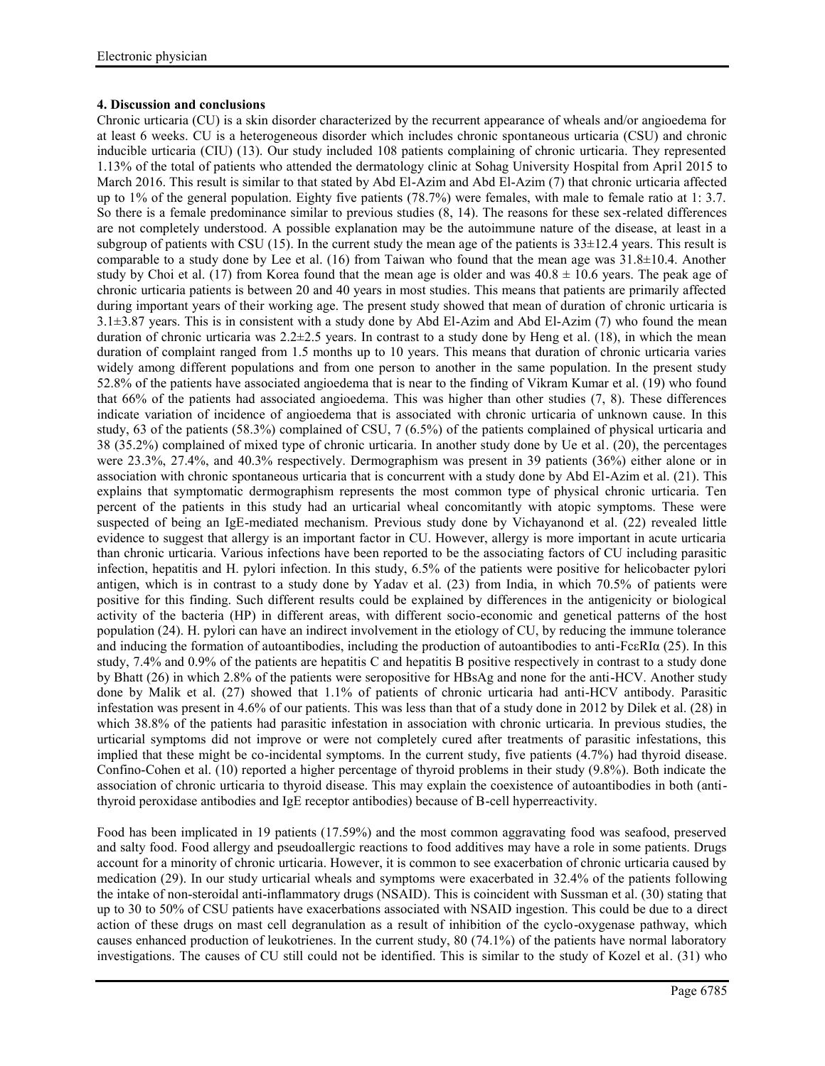### 4. Discussion and conclusions

Chronic urticaria (CU) is a skin disorder characterized by the recurrent appearance of wheals and/or angioedema for at least 6 weeks. CU is a heterogeneous disorder which includes chronic spontaneous urticaria (CSU) and chronic inducible urticaria (CIU) (13). Our study included 108 patients complaining of chronic urticaria. They represented 1.13% of the total of patients who attended the dermatology clinic at Sohag University Hospital from April 2015 to March 2016. This result is similar to that stated by Abd El-Azim and Abd El-Azim (7) that chronic urticaria affected up to 1% of the general population. Eighty five patients (78.7%) were females, with male to female ratio at 1: 3.7. So there is a female predominance similar to previous studies (8, 14). The reasons for these sex-related differences are not completely understood. A possible explanation may be the autoimmune nature of the disease, at least in a subgroup of patients with CSU (15). In the current study the mean age of the patients is 33±12.4 years. This result is comparable to a study done by Lee et al. (16) from Taiwan who found that the mean age was 31.8±10.4. Another study by Choi et al. (17) from Korea found that the mean age is older and was 40.8 ± 10.6 years. The peak age of chronic urticaria patients is between 20 and 40 years in most studies. This means that patients are primarily affected during important years of their working age. The present study showed that mean of duration of chronic urticaria is 3.1±3.87 years. This is in consistent with a study done by Abd El-Azim and Abd El-Azim (7) who found the mean duration of chronic urticaria was 2.2±2.5 years. In contrast to a study done by Heng et al. (18), in which the mean duration of complaint ranged from 1.5 months up to 10 years. This means that duration of chronic urticaria varies widely among different populations and from one person to another in the same population. In the present study 52.8% of the patients have associated angioedema that is near to the finding of Vikram Kumar et al. (19) who found that 66% of the patients had associated angioedema. This was higher than other studies (7, 8). These differences indicate variation of incidence of angioedema that is associated with chronic urticaria of unknown cause. In this study, 63 of the patients (58.3%) complained of CSU, 7 (6.5%) of the patients complained of physical urticaria and 38 (35.2%) complained of mixed type of chronic urticaria. In another study done by Ue et al. (20), the percentages were 23.3%, 27.4%, and 40.3% respectively. Dermographism was present in 39 patients (36%) either alone or in association with chronic spontaneous urticaria that is concurrent with a study done by Abd El-Azim et al. (21). This explains that symptomatic dermographism represents the most common type of physical chronic urticaria. Ten percent of the patients in this study had an urticarial wheal concomitantly with atopic symptoms. These were suspected of being an IgE-mediated mechanism. Previous study done by Vichayanond et al. (22) revealed little evidence to suggest that allergy is an important factor in CU. However, allergy is more important in acute urticaria than chronic urticaria. Various infections have been reported to be the associating factors of CU including parasitic infection, hepatitis and H. pylori infection. In this study, 6.5% of the patients were positive for helicobacter pylori antigen, which is in contrast to a study done by Yadav et al. (23) from India, in which 70.5% of patients were positive for this finding. Such different results could be explained by differences in the antigenicity or biological activity of the bacteria (HP) in different areas, with different socio-economic and genetical patterns of the host population (24). H. pylori can have an indirect involvement in the etiology of CU, by reducing the immune tolerance and inducing the formation of autoantibodies, including the production of autoantibodies to anti-FcεRIα (25). In this study, 7.4% and 0.9% of the patients are hepatitis C and hepatitis B positive respectively in contrast to a study done by Bhatt (26) in which 2.8% of the patients were seropositive for HBsAg and none for the anti-HCV. Another study done by Malik et al. (27) showed that 1.1% of patients of chronic urticaria had anti-HCV antibody. Parasitic infestation was present in 4.6% of our patients. This was less than that of a study done in 2012 by Dilek et al. (28) in which 38.8% of the patients had parasitic infestation in association with chronic urticaria. In previous studies, the urticarial symptoms did not improve or were not completely cured after treatments of parasitic infestations, this implied that these might be co-incidental symptoms. In the current study, five patients (4.7%) had thyroid disease. Confino-Cohen et al. (10) reported a higher percentage of thyroid problems in their study (9.8%). Both indicate the association of chronic urticaria to thyroid disease. This may explain the coexistence of autoantibodies in both (anti-thyroid peroxidase antibodies and IgE receptor antibodies) because of B-cell hyperreactivity.

Food has been implicated in 19 patients (17.59%) and the most common aggravating food was seafood, preserved and salty food. Food allergy and pseudoallergic reactions to food additives may have a role in some patients. Drugs account for a minority of chronic urticaria. However, it is common to see exacerbation of chronic urticaria caused by medication (29). In our study urticarial wheals and symptoms were exacerbated in 32.4% of the patients following the intake of non-steroidal anti-inflammatory drugs (NSAID). This is coincident with Sussman et al. (30) stating that up to 30 to 50% of CSU patients have exacerbations associated with NSAID ingestion. This could be due to a direct action of these drugs on mast cell degranulation as a result of inhibition of the cyclo-oxygenase pathway, which causes enhanced production of leukotrienes. In the current study, 80 (74.1%) of the patients have normal laboratory investigations. The causes of CU still could not be identified. This is similar to the study of Kozel et al. (31) who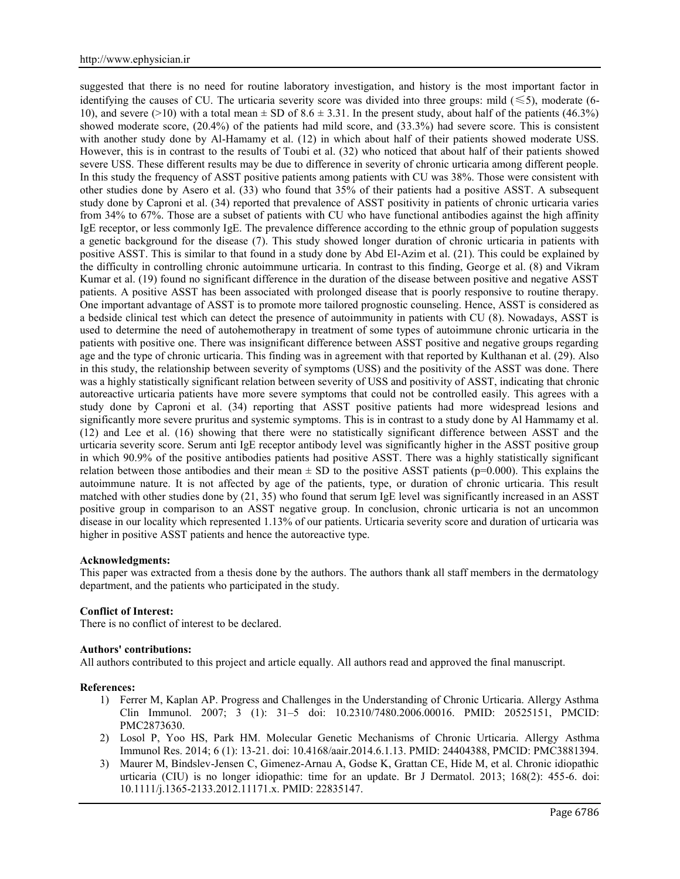suggested that there is no need for routine laboratory investigation, and history is the most important factor in identifying the causes of CU. The urticaria severity score was divided into three groups: mild (≤5), moderate (6-10), and severe (>10) with a total mean ± SD of 8.6 ± 3.31. In the present study, about half of the patients (46.3%) showed moderate score, (20.4%) of the patients had mild score, and (33.3%) had severe score. This is consistent with another study done by Al-Hamamy et al. (12) in which about half of their patients showed moderate USS. However, this is in contrast to the results of Toubi et al. (32) who noticed that about half of their patients showed severe USS. These different results may be due to difference in severity of chronic urticaria among different people. In this study the frequency of ASST positive patients among patients with CU was 38%. Those were consistent with other studies done by Asero et al. (33) who found that 35% of their patients had a positive ASST. A subsequent study done by Caproni et al. (34) reported that prevalence of ASST positivity in patients of chronic urticaria varies from 34% to 67%. Those are a subset of patients with CU who have functional antibodies against the high affinity IgE receptor, or less commonly IgE. The prevalence difference according to the ethnic group of population suggests a genetic background for the disease (7). This study showed longer duration of chronic urticaria in patients with positive ASST. This is similar to that found in a study done by Abd El-Azim et al. (21). This could be explained by the difficulty in controlling chronic autoimmune urticaria. In contrast to this finding, George et al. (8) and Vikram Kumar et al. (19) found no significant difference in the duration of the disease between positive and negative ASST patients. A positive ASST has been associated with prolonged disease that is poorly responsive to routine therapy. One important advantage of ASST is to promote more tailored prognostic counseling. Hence, ASST is considered as a bedside clinical test which can detect the presence of autoimmunity in patients with CU (8). Nowadays, ASST is used to determine the need of autohemotherapy in treatment of some types of autoimmune chronic urticaria in the patients with positive one. There was insignificant difference between ASST positive and negative groups regarding age and the type of chronic urticaria. This finding was in agreement with that reported by Kulthanan et al. (29). Also in this study, the relationship between severity of symptoms (USS) and the positivity of the ASST was done. There was a highly statistically significant relation between severity of USS and positivity of ASST, indicating that chronic autoreactive urticaria patients have more severe symptoms that could not be controlled easily. This agrees with a study done by Caproni et al. (34) reporting that ASST positive patients had more widespread lesions and significantly more severe pruritus and systemic symptoms. This is in contrast to a study done by Al Hammamy et al. (12) and Lee et al. (16) showing that there were no statistically significant difference between ASST and the urticaria severity score. Serum anti IgE receptor antibody level was significantly higher in the ASST positive group in which 90.9% of the positive antibodies patients had positive ASST. There was a highly statistically significant relation between those antibodies and their mean ± SD to the positive ASST patients (p=0.000). This explains the autoimmune nature. It is not affected by age of the patients, type, or duration of chronic urticaria. This result matched with other studies done by (21, 35) who found that serum IgE level was significantly increased in an ASST positive group in comparison to an ASST negative group. In conclusion, chronic urticaria is not an uncommon disease in our locality which represented 1.13% of our patients. Urticaria severity score and duration of urticaria was higher in positive ASST patients and hence the autoreactive type.

**Acknowledgments:**
This paper was extracted from a thesis done by the authors. The authors thank all staff members in the dermatology department, and the patients who participated in the study.

**Conflict of Interest:**
There is no conflict of interest to be declared.

**Authors' contributions:**
All authors contributed to this project and article equally. All authors read and approved the final manuscript.

**References:**

1) Ferrer M, Kaplan AP. Progress and Challenges in the Understanding of Chronic Urticaria. Allergy Asthma Clin Immunol. 2007; 3 (1): 31–5 doi: 10.2310/7480.2006.00016. PMID: 20525151, PMCID: PMC2873630.
2) Losol P, Yoo HS, Park HM. Molecular Genetic Mechanisms of Chronic Urticaria. Allergy Asthma Immunol Res. 2014; 6 (1): 13-21. doi: 10.4168/aair.2014.6.1.13. PMID: 24404388, PMCID: PMC3881394.
3) Maurer M, Bindslev-Jensen C, Gimenez-Arnau A, Godse K, Grattan CE, Hide M, et al. Chronic idiopathic urticaria (CIU) is no longer idiopathic: time for an update. Br J Dermatol. 2013; 168(2): 455-6. doi: 10.1111/j.1365-2133.2012.11171.x. PMID: 22835147.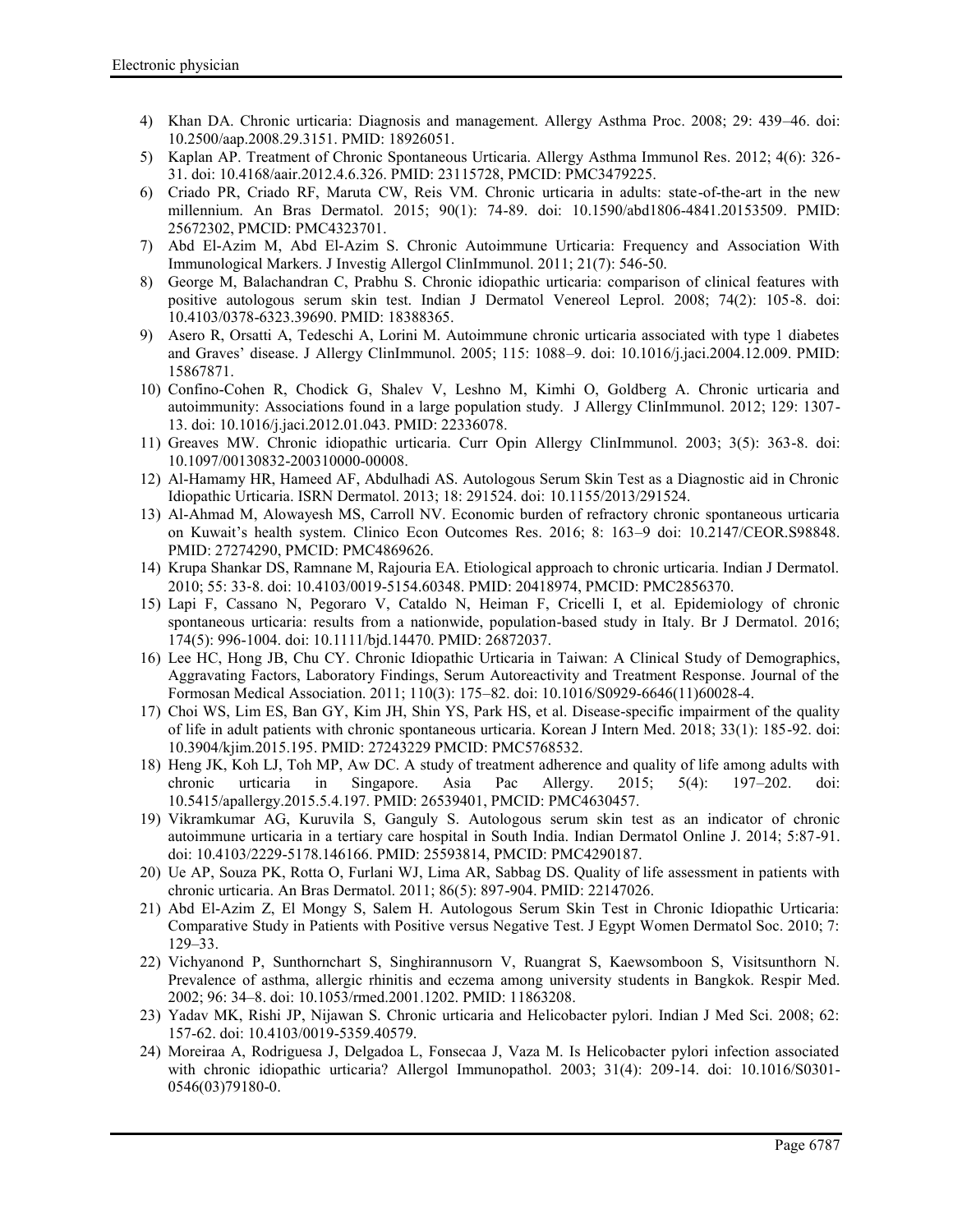4) Khan DA. Chronic urticaria: Diagnosis and management. Allergy Asthma Proc. 2008; 29: 439–46. doi: 10.2500/aap.2008.29.3151. PMID: 18926051.
5) Kaplan AP. Treatment of Chronic Spontaneous Urticaria. Allergy Asthma Immunol Res. 2012; 4(6): 326-31. doi: 10.4168/aair.2012.4.6.326. PMID: 23115728, PMCID: PMC3479225.
6) Criado PR, Criado RF, Maruta CW, Reis VM. Chronic urticaria in adults: state-of-the-art in the new millennium. An Bras Dermatol. 2015; 90(1): 74-89. doi: 10.1590/abd1806-4841.20153509. PMID: 25672302, PMCID: PMC4323701.
7) Abd El-Azim M, Abd El-Azim S. Chronic Autoimmune Urticaria: Frequency and Association With Immunological Markers. J Investig Allergol ClinImmunol. 2011; 21(7): 546-50.
8) George M, Balachandran C, Prabhu S. Chronic idiopathic urticaria: comparison of clinical features with positive autologous serum skin test. Indian J Dermatol Venereol Leprol. 2008; 74(2): 105-8. doi: 10.4103/0378-6323.39690. PMID: 18388365.
9) Asero R, Orsatti A, Tedeschi A, Lorini M. Autoimmune chronic urticaria associated with type 1 diabetes and Graves' disease. J Allergy ClinImmunol. 2005; 115: 1088–9. doi: 10.1016/j.jaci.2004.12.009. PMID: 15867871.
10) Confino-Cohen R, Chodick G, Shalev V, Leshno M, Kimhi O, Goldberg A. Chronic urticaria and autoimmunity: Associations found in a large population study. J Allergy ClinImmunol. 2012; 129: 1307-13. doi: 10.1016/j.jaci.2012.01.043. PMID: 22336078.
11) Greaves MW. Chronic idiopathic urticaria. Curr Opin Allergy ClinImmunol. 2003; 3(5): 363-8. doi: 10.1097/00130832-200310000-00008.
12) Al-Hamamy HR, Hameed AF, Abdulhadi AS. Autologous Serum Skin Test as a Diagnostic aid in Chronic Idiopathic Urticaria. ISRN Dermatol. 2013; 18: 291524. doi: 10.1155/2013/291524.
13) Al-Ahmad M, Alowayesh MS, Carroll NV. Economic burden of refractory chronic spontaneous urticaria on Kuwait's health system. Clinico Econ Outcomes Res. 2016; 8: 163–9 doi: 10.2147/CEOR.S98848. PMID: 27274290, PMCID: PMC4869626.
14) Krupa Shankar DS, Ramnane M, Rajouria EA. Etiological approach to chronic urticaria. Indian J Dermatol. 2010; 55: 33-8. doi: 10.4103/0019-5154.60348. PMID: 20418974, PMCID: PMC2856370.
15) Lapi F, Cassano N, Pegoraro V, Cataldo N, Heiman F, Cricelli I, et al. Epidemiology of chronic spontaneous urticaria: results from a nationwide, population-based study in Italy. Br J Dermatol. 2016; 174(5): 996-1004. doi: 10.1111/bjd.14470. PMID: 26872037.
16) Lee HC, Hong JB, Chu CY. Chronic Idiopathic Urticaria in Taiwan: A Clinical Study of Demographics, Aggravating Factors, Laboratory Findings, Serum Autoreactivity and Treatment Response. Journal of the Formosan Medical Association. 2011; 110(3): 175–82. doi: 10.1016/S0929-6646(11)60028-4.
17) Choi WS, Lim ES, Ban GY, Kim JH, Shin YS, Park HS, et al. Disease-specific impairment of the quality of life in adult patients with chronic spontaneous urticaria. Korean J Intern Med. 2018; 33(1): 185-92. doi: 10.3904/kjim.2015.195. PMID: 27243229 PMCID: PMC5768532.
18) Heng JK, Koh LJ, Toh MP, Aw DC. A study of treatment adherence and quality of life among adults with chronic urticaria in Singapore. Asia Pac Allergy. 2015; 5(4): 197–202. doi: 10.5415/apallergy.2015.5.4.197. PMID: 26539401, PMCID: PMC4630457.
19) Vikramkumar AG, Kuruvila S, Ganguly S. Autologous serum skin test as an indicator of chronic autoimmune urticaria in a tertiary care hospital in South India. Indian Dermatol Online J. 2014; 5:87-91. doi: 10.4103/2229-5178.146166. PMID: 25593814, PMCID: PMC4290187.
20) Ue AP, Souza PK, Rotta O, Furlani WJ, Lima AR, Sabbag DS. Quality of life assessment in patients with chronic urticaria. An Bras Dermatol. 2011; 86(5): 897-904. PMID: 22147026.
21) Abd El-Azim Z, El Mongy S, Salem H. Autologous Serum Skin Test in Chronic Idiopathic Urticaria: Comparative Study in Patients with Positive versus Negative Test. J Egypt Women Dermatol Soc. 2010; 7: 129–33.
22) Vichyanond P, Sunthornchart S, Singhirannusorn V, Ruangrat S, Kaewsomboon S, Visitsunthorn N. Prevalence of asthma, allergic rhinitis and eczema among university students in Bangkok. Respir Med. 2002; 96: 34–8. doi: 10.1053/rmed.2001.1202. PMID: 11863208.
23) Yadav MK, Rishi JP, Nijawan S. Chronic urticaria and Helicobacter pylori. Indian J Med Sci. 2008; 62: 157-62. doi: 10.4103/0019-5359.40579.
24) Moreiraa A, Rodriguesa J, Delgadoa L, Fonsecaa J, Vaza M. Is Helicobacter pylori infection associated with chronic idiopathic urticaria? Allergol Immunopathol. 2003; 31(4): 209-14. doi: 10.1016/S0301-0546(03)79180-0.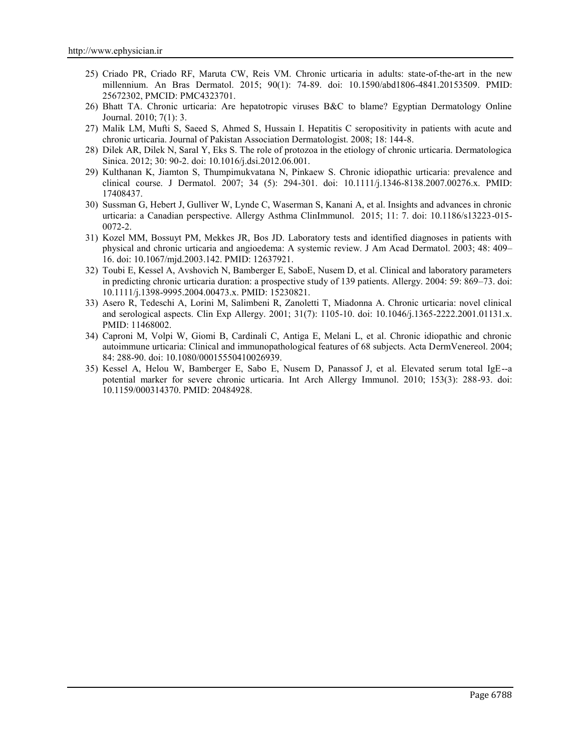25) Criado PR, Criado RF, Maruta CW, Reis VM. Chronic urticaria in adults: state-of-the-art in the new millennium. An Bras Dermatol. 2015; 90(1): 74-89. doi: 10.1590/abd1806-4841.20153509. PMID: 25672302, PMCID: PMC4323701.
26) Bhatt TA. Chronic urticaria: Are hepatotropic viruses B&C to blame? Egyptian Dermatology Online Journal. 2010; 7(1): 3.
27) Malik LM, Mufti S, Saeed S, Ahmed S, Hussain I. Hepatitis C seropositivity in patients with acute and chronic urticaria. Journal of Pakistan Association Dermatologist. 2008; 18: 144-8.
28) Dilek AR, Dilek N, Saral Y, Eks S. The role of protozoa in the etiology of chronic urticaria. Dermatologica Sinica. 2012; 30: 90-2. doi: 10.1016/j.dsi.2012.06.001.
29) Kulthanan K, Jiamton S, Thumpimukvatana N, Pinkaew S. Chronic idiopathic urticaria: prevalence and clinical course. J Dermatol. 2007; 34 (5): 294-301. doi: 10.1111/j.1346-8138.2007.00276.x. PMID: 17408437.
30) Sussman G, Hebert J, Gulliver W, Lynde C, Waserman S, Kanani A, et al. Insights and advances in chronic urticaria: a Canadian perspective. Allergy Asthma ClinImmunol. 2015; 11: 7. doi: 10.1186/s13223-015-0072-2.
31) Kozel MM, Bossuyt PM, Mekkes JR, Bos JD. Laboratory tests and identified diagnoses in patients with physical and chronic urticaria and angioedema: A systemic review. J Am Acad Dermatol. 2003; 48: 409–16. doi: 10.1067/mjd.2003.142. PMID: 12637921.
32) Toubi E, Kessel A, Avshovich N, Bamberger E, SaboE, Nusem D, et al. Clinical and laboratory parameters in predicting chronic urticaria duration: a prospective study of 139 patients. Allergy. 2004: 59: 869–73. doi: 10.1111/j.1398-9995.2004.00473.x. PMID: 15230821.
33) Asero R, Tedeschi A, Lorini M, Salimbeni R, Zanoletti T, Miadonna A. Chronic urticaria: novel clinical and serological aspects. Clin Exp Allergy. 2001; 31(7): 1105-10. doi: 10.1046/j.1365-2222.2001.01131.x. PMID: 11468002.
34) Caproni M, Volpi W, Giomi B, Cardinali C, Antiga E, Melani L, et al. Chronic idiopathic and chronic autoimmune urticaria: Clinical and immunopathological features of 68 subjects. Acta DermVenereol. 2004; 84: 288-90. doi: 10.1080/00015550410026939.
35) Kessel A, Helou W, Bamberger E, Sabo E, Nusem D, Panassof J, et al. Elevated serum total IgE--a potential marker for severe chronic urticaria. Int Arch Allergy Immunol. 2010; 153(3): 288-93. doi: 10.1159/000314370. PMID: 20484928.